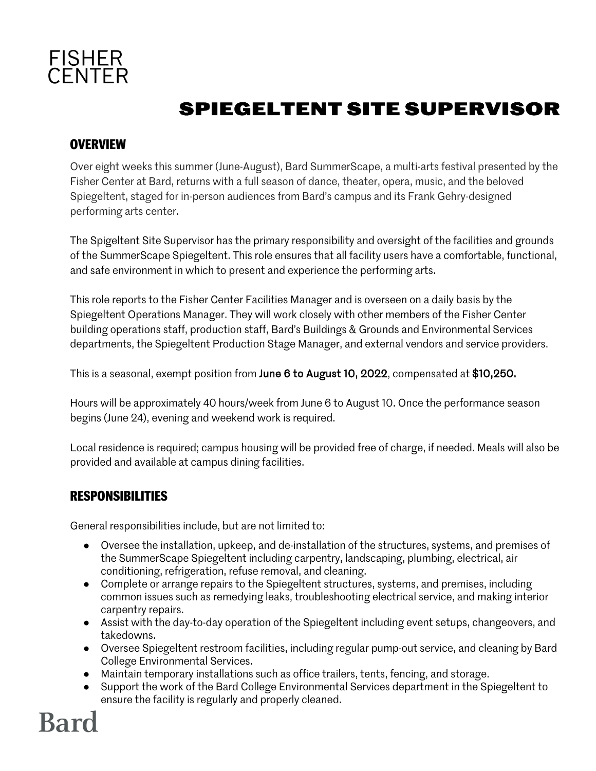FISHER
CENTER

# SPIEGELTENT SITE SUPERVISOR

## OVERVIEW

Over eight weeks this summer (June-August), Bard SummerScape, a multi-arts festival presented by the Fisher Center at Bard, returns with a full season of dance, theater, opera, music, and the beloved Spiegeltent, staged for in-person audiences from Bard's campus and its Frank Gehry-designed performing arts center.

The Spigeltent Site Supervisor has the primary responsibility and oversight of the facilities and grounds of the SummerScape Spiegeltent. This role ensures that all facility users have a comfortable, functional, and safe environment in which to present and experience the performing arts.

This role reports to the Fisher Center Facilities Manager and is overseen on a daily basis by the Spiegeltent Operations Manager. They will work closely with other members of the Fisher Center building operations staff, production staff, Bard's Buildings & Grounds and Environmental Services departments, the Spiegeltent Production Stage Manager, and external vendors and service providers.

This is a seasonal, exempt position from **June 6 to August 10, 2022**, compensated at **$10,250.**

Hours will be approximately 40 hours/week from June 6 to August 10. Once the performance season begins (June 24), evening and weekend work is required.

Local residence is required; campus housing will be provided free of charge, if needed. Meals will also be provided and available at campus dining facilities.

## RESPONSIBILITIES

General responsibilities include, but are not limited to:

- Oversee the installation, upkeep, and de-installation of the structures, systems, and premises of the SummerScape Spiegeltent including carpentry, landscaping, plumbing, electrical, air conditioning, refrigeration, refuse removal, and cleaning.
- Complete or arrange repairs to the Spiegeltent structures, systems, and premises, including common issues such as remedying leaks, troubleshooting electrical service, and making interior carpentry repairs.
- Assist with the day-to-day operation of the Spiegeltent including event setups, changeovers, and takedowns.
- Oversee Spiegeltent restroom facilities, including regular pump-out service, and cleaning by Bard College Environmental Services.
- Maintain temporary installations such as office trailers, tents, fencing, and storage.
- Support the work of the Bard College Environmental Services department in the Spiegeltent to ensure the facility is regularly and properly cleaned.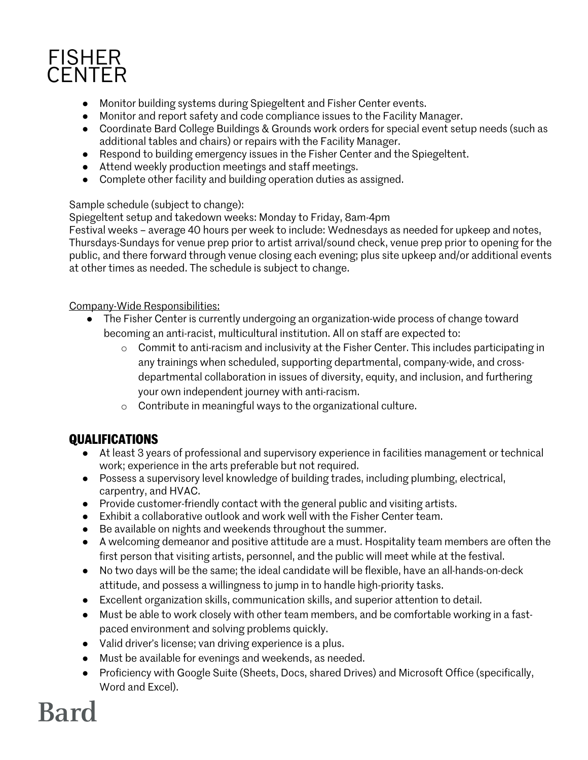- Monitor building systems during Spiegeltent and Fisher Center events.
- Monitor and report safety and code compliance issues to the Facility Manager.
- Coordinate Bard College Buildings & Grounds work orders for special event setup needs (such as additional tables and chairs) or repairs with the Facility Manager.
- Respond to building emergency issues in the Fisher Center and the Spiegeltent.
- Attend weekly production meetings and staff meetings.
- Complete other facility and building operation duties as assigned.

Sample schedule (subject to change):
Spiegeltent setup and takedown weeks: Monday to Friday, 8am-4pm
Festival weeks – average 40 hours per week to include: Wednesdays as needed for upkeep and notes, Thursdays-Sundays for venue prep prior to artist arrival/sound check, venue prep prior to opening for the public, and there forward through venue closing each evening; plus site upkeep and/or additional events at other times as needed. The schedule is subject to change.

Company-Wide Responsibilities:

- The Fisher Center is currently undergoing an organization-wide process of change toward becoming an anti-racist, multicultural institution. All on staff are expected to:
  - Commit to anti-racism and inclusivity at the Fisher Center. This includes participating in any trainings when scheduled, supporting departmental, company-wide, and cross-departmental collaboration in issues of diversity, equity, and inclusion, and furthering your own independent journey with anti-racism.
  - Contribute in meaningful ways to the organizational culture.

## QUALIFICATIONS

- At least 3 years of professional and supervisory experience in facilities management or technical work; experience in the arts preferable but not required.
- Possess a supervisory level knowledge of building trades, including plumbing, electrical, carpentry, and HVAC.
- Provide customer-friendly contact with the general public and visiting artists.
- Exhibit a collaborative outlook and work well with the Fisher Center team.
- Be available on nights and weekends throughout the summer.
- A welcoming demeanor and positive attitude are a must. Hospitality team members are often the first person that visiting artists, personnel, and the public will meet while at the festival.
- No two days will be the same; the ideal candidate will be flexible, have an all-hands-on-deck attitude, and possess a willingness to jump in to handle high-priority tasks.
- Excellent organization skills, communication skills, and superior attention to detail.
- Must be able to work closely with other team members, and be comfortable working in a fast-paced environment and solving problems quickly.
- Valid driver's license; van driving experience is a plus.
- Must be available for evenings and weekends, as needed.
- Proficiency with Google Suite (Sheets, Docs, shared Drives) and Microsoft Office (specifically, Word and Excel).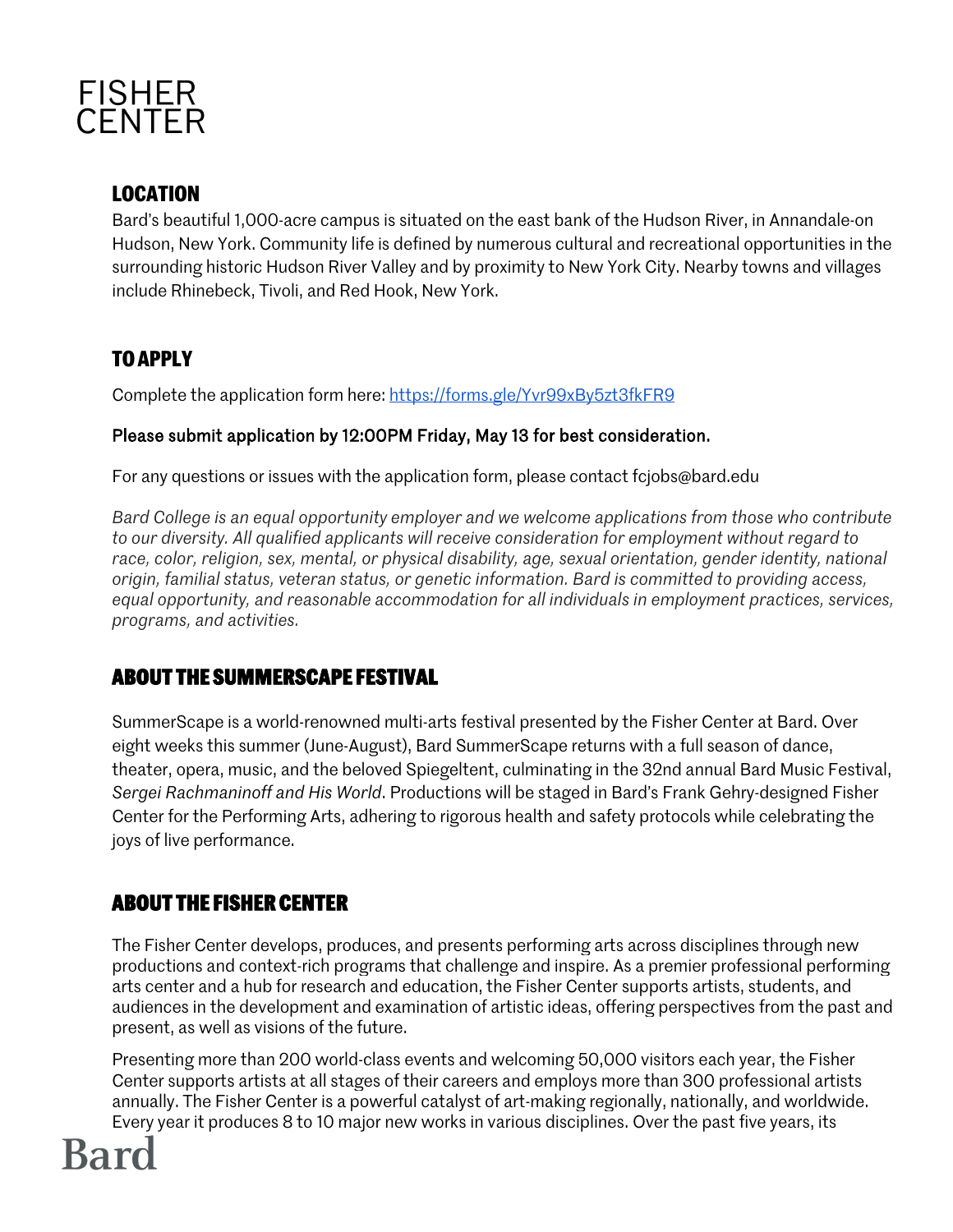## LOCATION

Bard's beautiful 1,000-acre campus is situated on the east bank of the Hudson River, in Annandale-on Hudson, New York. Community life is defined by numerous cultural and recreational opportunities in the surrounding historic Hudson River Valley and by proximity to New York City. Nearby towns and villages include Rhinebeck, Tivoli, and Red Hook, New York.

## TO APPLY

Complete the application form here: [https://forms.gle/Yvr99xBy5zt3fkFR9](https://forms.gle/Yvr99xBy5zt3fkFR9)

**Please submit application by 12:00PM Friday, May 13 for best consideration.**

For any questions or issues with the application form, please contact fcjobs@bard.edu

*Bard College is an equal opportunity employer and we welcome applications from those who contribute to our diversity. All qualified applicants will receive consideration for employment without regard to race, color, religion, sex, mental, or physical disability, age, sexual orientation, gender identity, national origin, familial status, veteran status, or genetic information. Bard is committed to providing access, equal opportunity, and reasonable accommodation for all individuals in employment practices, services, programs, and activities.*

## ABOUT THE SUMMERSCAPE FESTIVAL

SummerScape is a world-renowned multi-arts festival presented by the Fisher Center at Bard. Over eight weeks this summer (June-August), Bard SummerScape returns with a full season of dance, theater, opera, music, and the beloved Spiegeltent, culminating in the 32nd annual Bard Music Festival, *Sergei Rachmaninoff and His World*. Productions will be staged in Bard's Frank Gehry-designed Fisher Center for the Performing Arts, adhering to rigorous health and safety protocols while celebrating the joys of live performance.

## ABOUT THE FISHER CENTER

The Fisher Center develops, produces, and presents performing arts across disciplines through new productions and context-rich programs that challenge and inspire. As a premier professional performing arts center and a hub for research and education, the Fisher Center supports artists, students, and audiences in the development and examination of artistic ideas, offering perspectives from the past and present, as well as visions of the future.

Presenting more than 200 world-class events and welcoming 50,000 visitors each year, the Fisher Center supports artists at all stages of their careers and employs more than 300 professional artists annually. The Fisher Center is a powerful catalyst of art-making regionally, nationally, and worldwide. Every year it produces 8 to 10 major new works in various disciplines. Over the past five years, its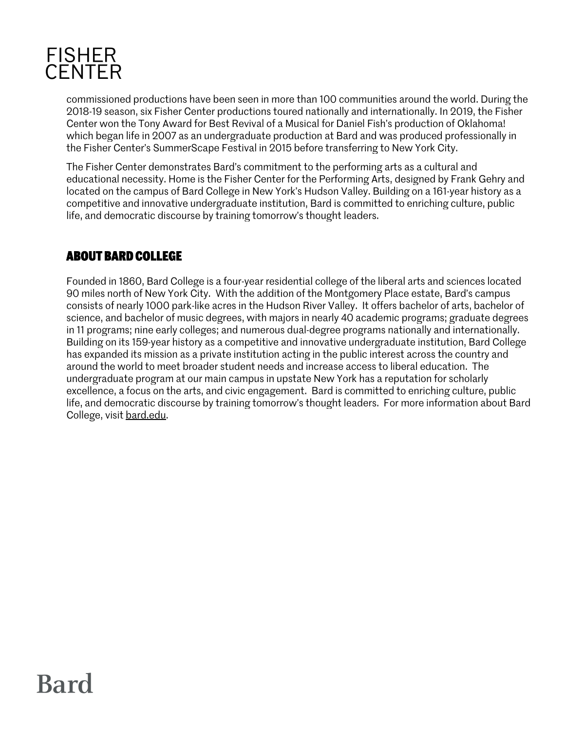commissioned productions have been seen in more than 100 communities around the world. During the 2018-19 season, six Fisher Center productions toured nationally and internationally. In 2019, the Fisher Center won the Tony Award for Best Revival of a Musical for Daniel Fish's production of Oklahoma! which began life in 2007 as an undergraduate production at Bard and was produced professionally in the Fisher Center's SummerScape Festival in 2015 before transferring to New York City.

The Fisher Center demonstrates Bard's commitment to the performing arts as a cultural and educational necessity. Home is the Fisher Center for the Performing Arts, designed by Frank Gehry and located on the campus of Bard College in New York's Hudson Valley. Building on a 161-year history as a competitive and innovative undergraduate institution, Bard is committed to enriching culture, public life, and democratic discourse by training tomorrow's thought leaders.

## ABOUT BARD COLLEGE

Founded in 1860, Bard College is a four-year residential college of the liberal arts and sciences located 90 miles north of New York City. With the addition of the Montgomery Place estate, Bard's campus consists of nearly 1000 park-like acres in the Hudson River Valley. It offers bachelor of arts, bachelor of science, and bachelor of music degrees, with majors in nearly 40 academic programs; graduate degrees in 11 programs; nine early colleges; and numerous dual-degree programs nationally and internationally. Building on its 159-year history as a competitive and innovative undergraduate institution, Bard College has expanded its mission as a private institution acting in the public interest across the country and around the world to meet broader student needs and increase access to liberal education. The undergraduate program at our main campus in upstate New York has a reputation for scholarly excellence, a focus on the arts, and civic engagement. Bard is committed to enriching culture, public life, and democratic discourse by training tomorrow's thought leaders. For more information about Bard College, visit bard.edu.